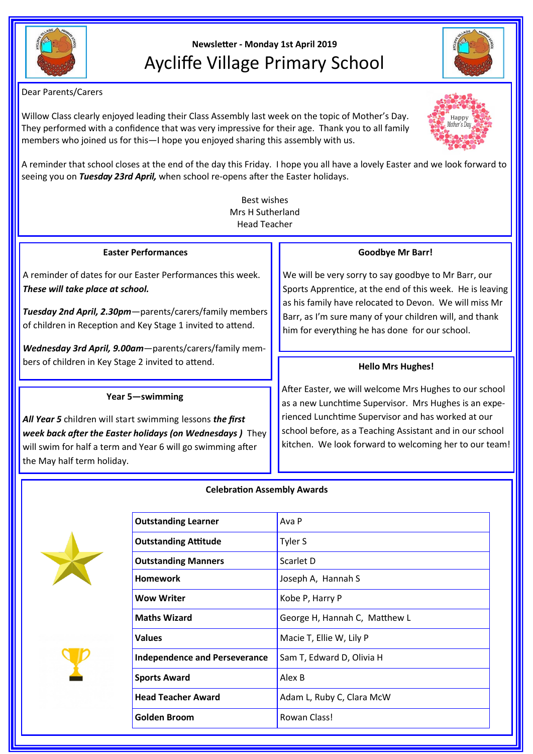Newsletter - Monday 1st April 2019

# Aycliffe Village Primary School

Dear Parents/Carers

Willow Class clearly enjoyed leading their Class Assembly last week on the topic of Mother's Day. They performed with a confidence that was very impressive for their age. Thank you to all family members who joined us for this—I hope you enjoyed sharing this assembly with us.

A reminder that school closes at the end of the day this Friday. I hope you all have a lovely Easter and we look forward to seeing you on ***Tuesday 23rd April,*** when school re-opens after the Easter holidays.

Best wishes
Mrs H Sutherland
Head Teacher

## Easter Performances

A reminder of dates for our Easter Performances this week. ***These will take place at school.***

***Tuesday 2nd April, 2.30pm***—parents/carers/family members of children in Reception and Key Stage 1 invited to attend.

***Wednesday 3rd April, 9.00am***—parents/carers/family members of children in Key Stage 2 invited to attend.

## Year 5—swimming

***All Year 5*** children will start swimming lessons ***the first week back after the Easter holidays (on Wednesdays )*** They will swim for half a term and Year 6 will go swimming after the May half term holiday.

## Goodbye Mr Barr!

We will be very sorry to say goodbye to Mr Barr, our Sports Apprentice, at the end of this week. He is leaving as his family have relocated to Devon. We will miss Mr Barr, as I'm sure many of your children will, and thank him for everything he has done for our school.

## Hello Mrs Hughes!

After Easter, we will welcome Mrs Hughes to our school as a new Lunchtime Supervisor. Mrs Hughes is an experienced Lunchtime Supervisor and has worked at our school before, as a Teaching Assistant and in our school kitchen. We look forward to welcoming her to our team!

## Celebration Assembly Awards

| Award | Recipient(s) |
|---|---|
| **Outstanding Learner** | Ava P |
| **Outstanding Attitude** | Tyler S |
| **Outstanding Manners** | Scarlet D |
| **Homework** | Joseph A, Hannah S |
| **Wow Writer** | Kobe P, Harry P |
| **Maths Wizard** | George H, Hannah C, Matthew L |
| **Values** | Macie T, Ellie W, Lily P |
| **Independence and Perseverance** | Sam T, Edward D, Olivia H |
| **Sports Award** | Alex B |
| **Head Teacher Award** | Adam L, Ruby C, Clara McW |
| **Golden Broom** | Rowan Class! |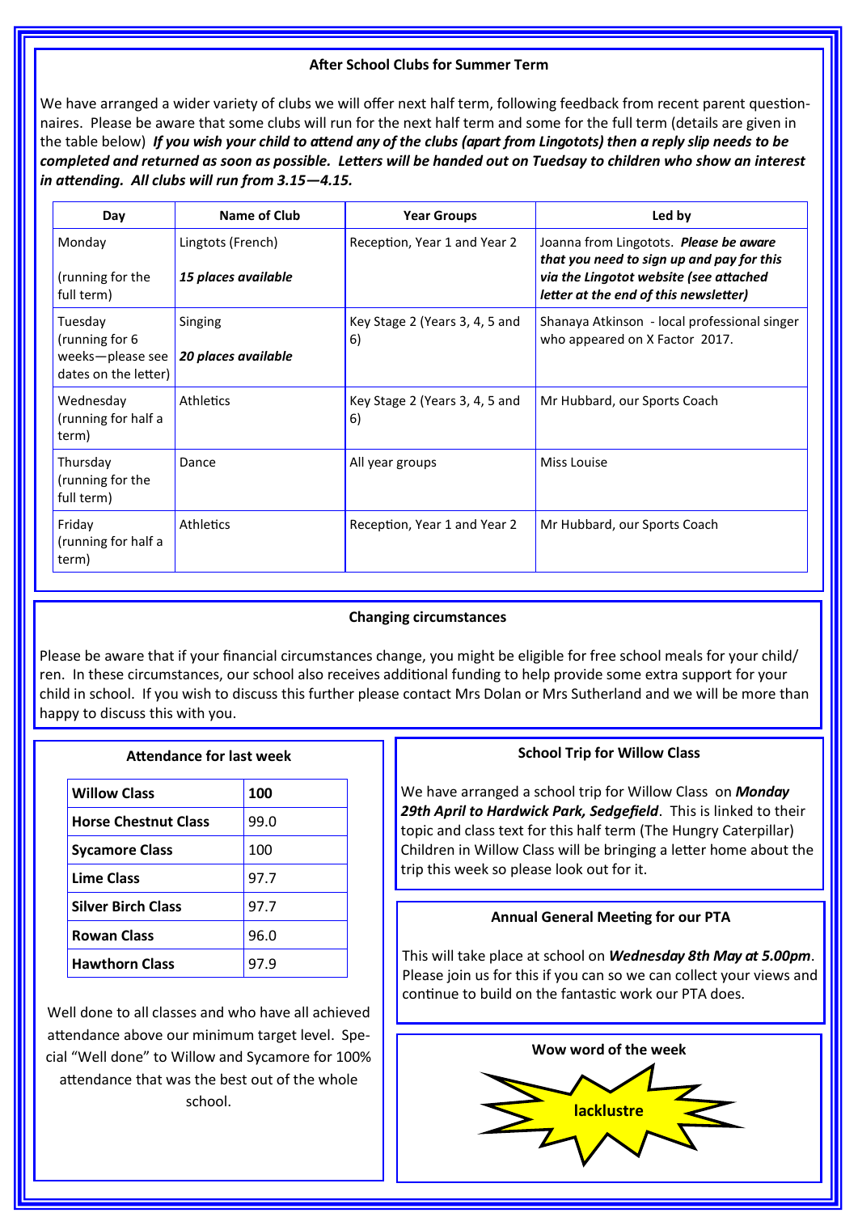## After School Clubs for Summer Term

We have arranged a wider variety of clubs we will offer next half term, following feedback from recent parent questionnaires. Please be aware that some clubs will run for the next half term and some for the full term (details are given in the table below) ***If you wish your child to attend any of the clubs (apart from Lingotots) then a reply slip needs to be completed and returned as soon as possible. Letters will be handed out on Tuesday to children who show an interest in attending. All clubs will run from 3.15—4.15.***

| Day | Name of Club | Year Groups | Led by |
|---|---|---|---|
| Monday<br><br>(running for the full term) | Lingtots (French)<br><br>***15 places available*** | Reception, Year 1 and Year 2 | Joanna from Lingotots. ***Please be aware that you need to sign up and pay for this via the Lingotot website (see attached letter at the end of this newsletter)*** |
| Tuesday (running for 6 weeks—please see dates on the letter) | Singing<br><br>***20 places available*** | Key Stage 2 (Years 3, 4, 5 and 6) | Shanaya Atkinson - local professional singer who appeared on X Factor 2017. |
| Wednesday (running for half a term) | Athletics | Key Stage 2 (Years 3, 4, 5 and 6) | Mr Hubbard, our Sports Coach |
| Thursday (running for the full term) | Dance | All year groups | Miss Louise |
| Friday (running for half a term) | Athletics | Reception, Year 1 and Year 2 | Mr Hubbard, our Sports Coach |

## Changing circumstances

Please be aware that if your financial circumstances change, you might be eligible for free school meals for your child/ren. In these circumstances, our school also receives additional funding to help provide some extra support for your child in school. If you wish to discuss this further please contact Mrs Dolan or Mrs Sutherland and we will be more than happy to discuss this with you.

## Attendance for last week

| **Willow Class** | **100** |
|---|---|
| **Horse Chestnut Class** | 99.0 |
| **Sycamore Class** | 100 |
| **Lime Class** | 97.7 |
| **Silver Birch Class** | 97.7 |
| **Rowan Class** | 96.0 |
| **Hawthorn Class** | 97.9 |

Well done to all classes and who have all achieved attendance above our minimum target level. Special "Well done" to Willow and Sycamore for 100% attendance that was the best out of the whole school.

## School Trip for Willow Class

We have arranged a school trip for Willow Class on ***Monday 29th April to Hardwick Park, Sedgefield***. This is linked to their topic and class text for this half term (The Hungry Caterpillar) Children in Willow Class will be bringing a letter home about the trip this week so please look out for it.

## Annual General Meeting for our PTA

This will take place at school on ***Wednesday 8th May at 5.00pm***. Please join us for this if you can so we can collect your views and continue to build on the fantastic work our PTA does.

## Wow word of the week

**lacklustre**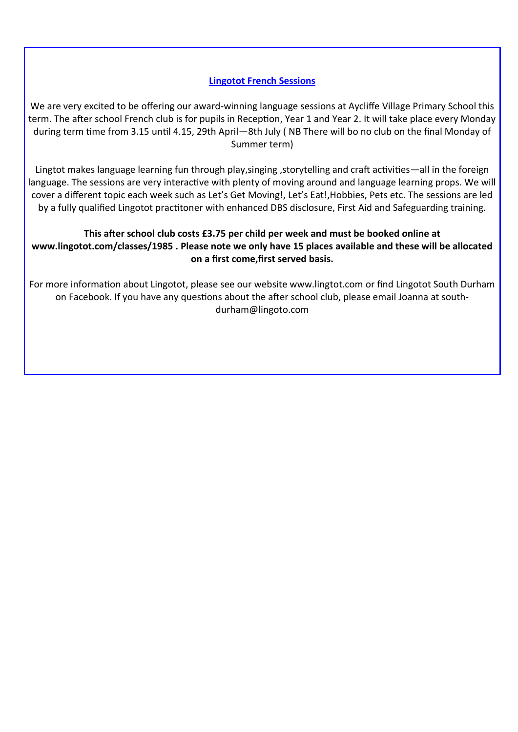## Lingotot French Sessions

We are very excited to be offering our award-winning language sessions at Aycliffe Village Primary School this term. The after school French club is for pupils in Reception, Year 1 and Year 2. It will take place every Monday during term time from 3.15 until 4.15, 29th April—8th July ( NB There will bo no club on the final Monday of Summer term)

Lingtot makes language learning fun through play,singing ,storytelling and craft activities—all in the foreign language. The sessions are very interactive with plenty of moving around and language learning props. We will cover a different topic each week such as Let's Get Moving!, Let's Eat!,Hobbies, Pets etc. The sessions are led by a fully qualified Lingotot practitoner with enhanced DBS disclosure, First Aid and Safeguarding training.

**This after school club costs £3.75 per child per week and must be booked online at www.lingotot.com/classes/1985 . Please note we only have 15 places available and these will be allocated on a first come,first served basis.**

For more information about Lingotot, please see our website www.lingtot.com or find Lingotot South Durham on Facebook. If you have any questions about the after school club, please email Joanna at south-durham@lingoto.com